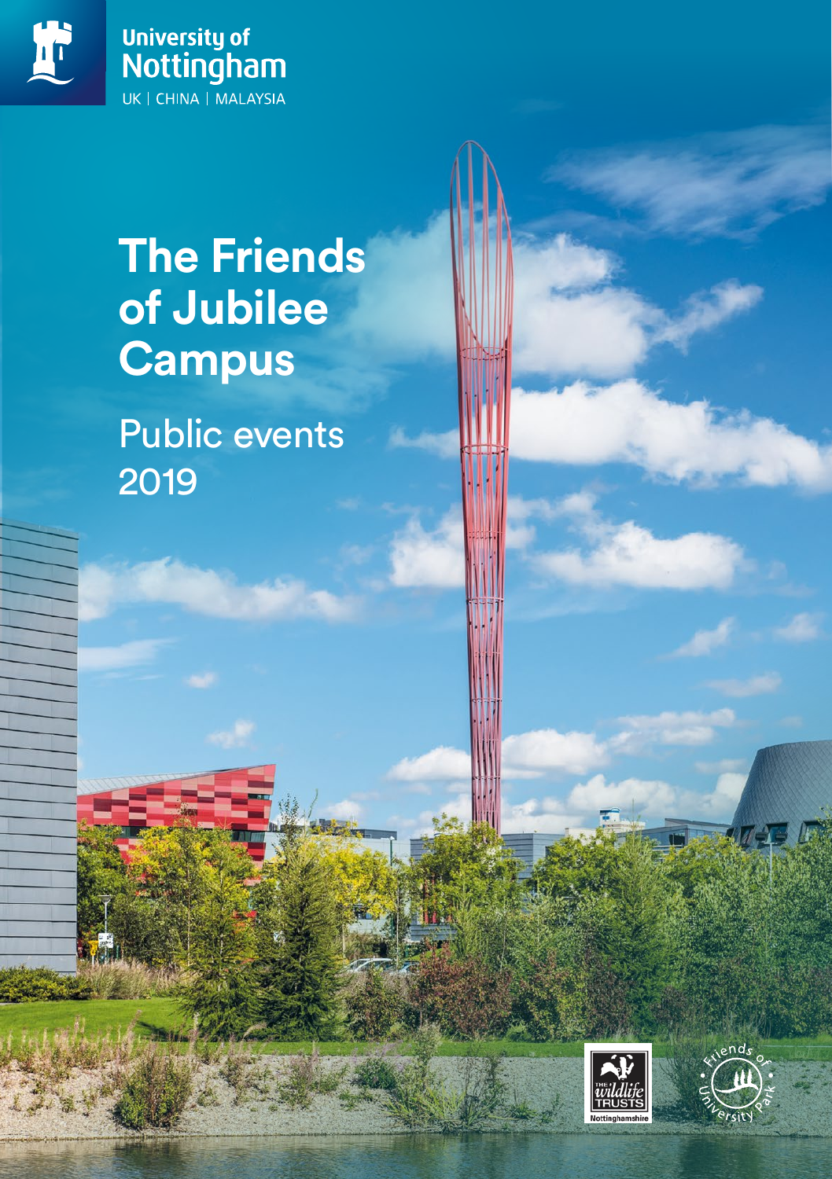University of Nottingham

UK | CHINA | MALAYSIA

# The Friends of Jubilee Campus

## Public events 2019

The wildlife TRUSTS Nottinghamshire

Friends of University Park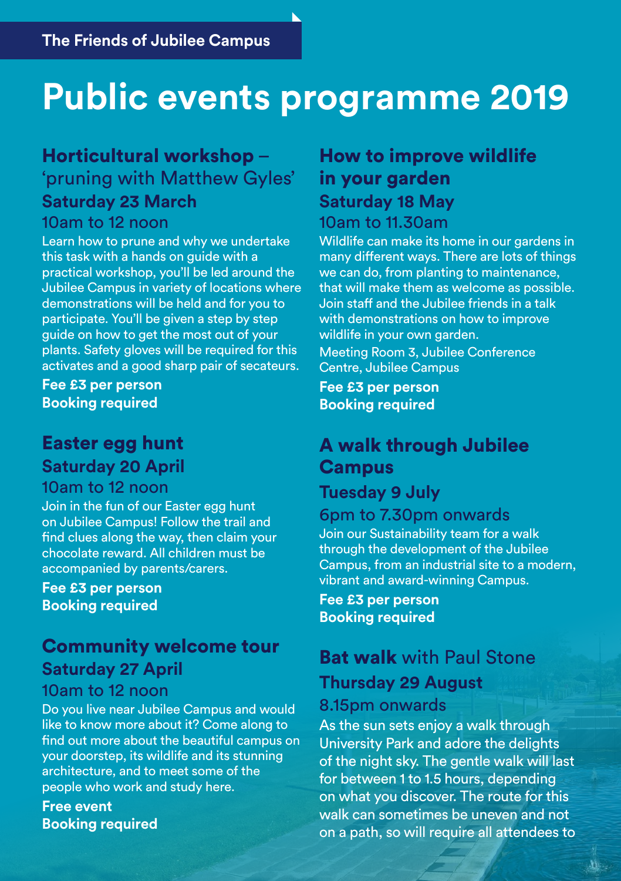**The Friends of Jubilee Campus**

# Public events programme 2019

## Horticultural workshop – 'pruning with Matthew Gyles'

### Saturday 23 March

10am to 12 noon

Learn how to prune and why we undertake this task with a hands on guide with a practical workshop, you'll be led around the Jubilee Campus in variety of locations where demonstrations will be held and for you to participate. You'll be given a step by step guide on how to get the most out of your plants. Safety gloves will be required for this activates and a good sharp pair of secateurs.

**Fee £3 per person**
**Booking required**

## Easter egg hunt

### Saturday 20 April

10am to 12 noon

Join in the fun of our Easter egg hunt on Jubilee Campus! Follow the trail and find clues along the way, then claim your chocolate reward. All children must be accompanied by parents/carers.

**Fee £3 per person**
**Booking required**

## Community welcome tour

### Saturday 27 April

10am to 12 noon

Do you live near Jubilee Campus and would like to know more about it? Come along to find out more about the beautiful campus on your doorstep, its wildlife and its stunning architecture, and to meet some of the people who work and study here.

**Free event**
**Booking required**

## How to improve wildlife in your garden

### Saturday 18 May

10am to 11.30am

Wildlife can make its home in our gardens in many different ways. There are lots of things we can do, from planting to maintenance, that will make them as welcome as possible. Join staff and the Jubilee friends in a talk with demonstrations on how to improve wildlife in your own garden.

Meeting Room 3, Jubilee Conference Centre, Jubilee Campus

**Fee £3 per person**
**Booking required**

## A walk through Jubilee Campus

### Tuesday 9 July

6pm to 7.30pm onwards

Join our Sustainability team for a walk through the development of the Jubilee Campus, from an industrial site to a modern, vibrant and award-winning Campus.

**Fee £3 per person**
**Booking required**

## Bat walk with Paul Stone

### Thursday 29 August

8.15pm onwards

As the sun sets enjoy a walk through University Park and adore the delights of the night sky. The gentle walk will last for between 1 to 1.5 hours, depending on what you discover. The route for this walk can sometimes be uneven and not on a path, so will require all attendees to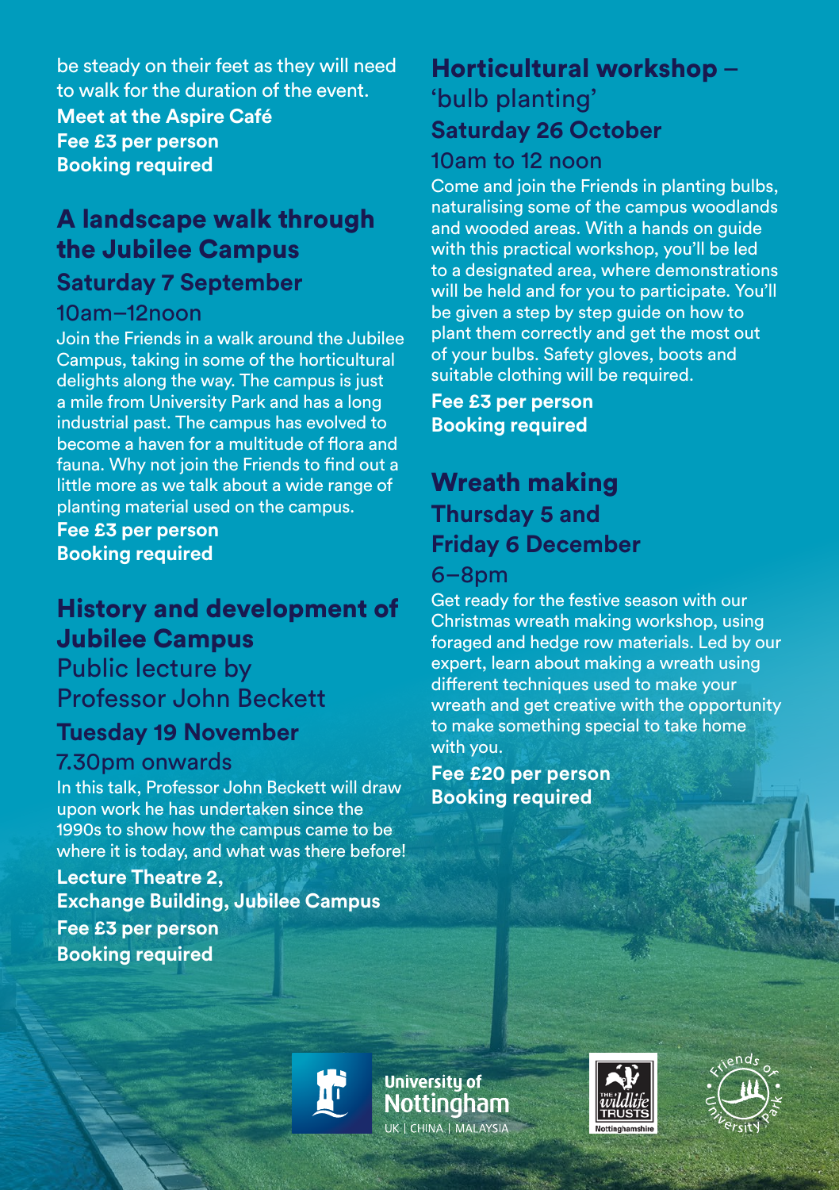be steady on their feet as they will need to walk for the duration of the event.

**Meet at the Aspire Café**
**Fee £3 per person**
**Booking required**

## A landscape walk through the Jubilee Campus

### Saturday 7 September

10am–12noon

Join the Friends in a walk around the Jubilee Campus, taking in some of the horticultural delights along the way. The campus is just a mile from University Park and has a long industrial past. The campus has evolved to become a haven for a multitude of flora and fauna. Why not join the Friends to find out a little more as we talk about a wide range of planting material used on the campus.

**Fee £3 per person**
**Booking required**

## History and development of Jubilee Campus

Public lecture by Professor John Beckett

### Tuesday 19 November

7.30pm onwards

In this talk, Professor John Beckett will draw upon work he has undertaken since the 1990s to show how the campus came to be where it is today, and what was there before!

**Lecture Theatre 2,**
**Exchange Building, Jubilee Campus**
**Fee £3 per person**
**Booking required**

## Horticultural workshop – 'bulb planting'

### Saturday 26 October

10am to 12 noon

Come and join the Friends in planting bulbs, naturalising some of the campus woodlands and wooded areas. With a hands on guide with this practical workshop, you'll be led to a designated area, where demonstrations will be held and for you to participate. You'll be given a step by step guide on how to plant them correctly and get the most out of your bulbs. Safety gloves, boots and suitable clothing will be required.

**Fee £3 per person**
**Booking required**

## Wreath making

### Thursday 5 and Friday 6 December

6–8pm

Get ready for the festive season with our Christmas wreath making workshop, using foraged and hedge row materials. Led by our expert, learn about making a wreath using different techniques used to make your wreath and get creative with the opportunity to make something special to take home with you.

**Fee £20 per person**
**Booking required**

University of Nottingham UK | CHINA | MALAYSIA

The Wildlife Trusts Nottinghamshire

Friends of University Park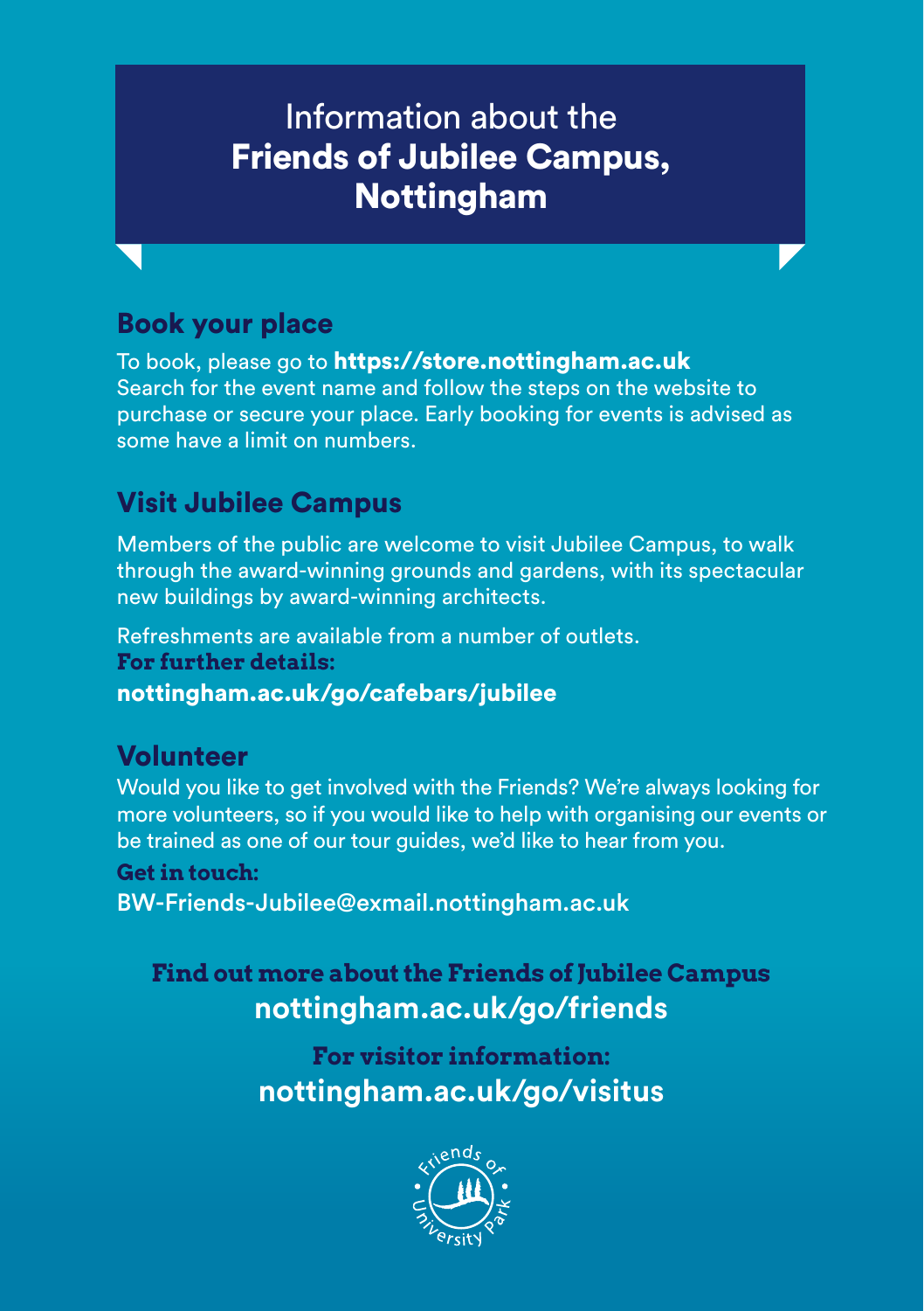# Information about the **Friends of Jubilee Campus, Nottingham**

## Book your place

To book, please go to **https://store.nottingham.ac.uk**
Search for the event name and follow the steps on the website to purchase or secure your place. Early booking for events is advised as some have a limit on numbers.

## Visit Jubilee Campus

Members of the public are welcome to visit Jubilee Campus, to walk through the award-winning grounds and gardens, with its spectacular new buildings by award-winning architects.

Refreshments are available from a number of outlets.
**For further details:**
**nottingham.ac.uk/go/cafebars/jubilee**

## Volunteer

Would you like to get involved with the Friends? We're always looking for more volunteers, so if you would like to help with organising our events or be trained as one of our tour guides, we'd like to hear from you.

**Get in touch:**
BW-Friends-Jubilee@exmail.nottingham.ac.uk

**Find out more about the Friends of Jubilee Campus**
**nottingham.ac.uk/go/friends**

**For visitor information:**
**nottingham.ac.uk/go/visitus**

Friends of University Park